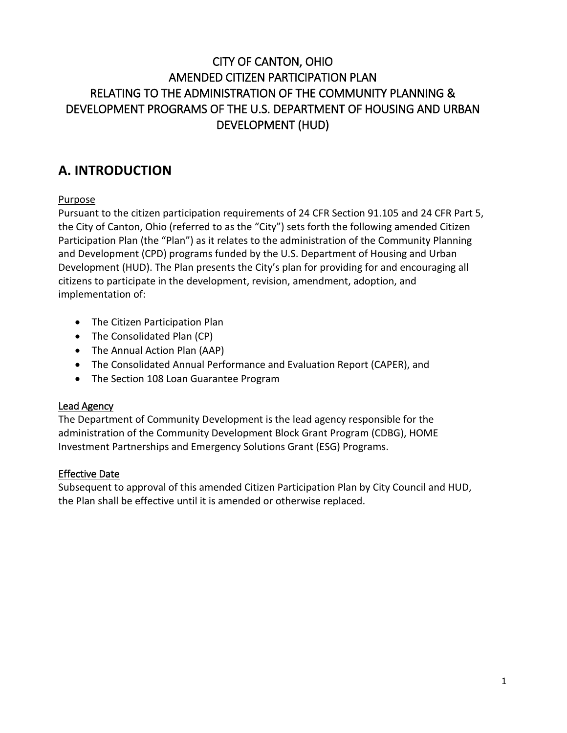# CITY OF CANTON, OHIO
# AMENDED CITIZEN PARTICIPATION PLAN
# RELATING TO THE ADMINISTRATION OF THE COMMUNITY PLANNING & DEVELOPMENT PROGRAMS OF THE U.S. DEPARTMENT OF HOUSING AND URBAN DEVELOPMENT (HUD)

## A. INTRODUCTION

### Purpose

Pursuant to the citizen participation requirements of 24 CFR Section 91.105 and 24 CFR Part 5, the City of Canton, Ohio (referred to as the "City") sets forth the following amended Citizen Participation Plan (the "Plan") as it relates to the administration of the Community Planning and Development (CPD) programs funded by the U.S. Department of Housing and Urban Development (HUD). The Plan presents the City's plan for providing for and encouraging all citizens to participate in the development, revision, amendment, adoption, and implementation of:

- The Citizen Participation Plan
- The Consolidated Plan (CP)
- The Annual Action Plan (AAP)
- The Consolidated Annual Performance and Evaluation Report (CAPER), and
- The Section 108 Loan Guarantee Program

### Lead Agency

The Department of Community Development is the lead agency responsible for the administration of the Community Development Block Grant Program (CDBG), HOME Investment Partnerships and Emergency Solutions Grant (ESG) Programs.

### Effective Date

Subsequent to approval of this amended Citizen Participation Plan by City Council and HUD, the Plan shall be effective until it is amended or otherwise replaced.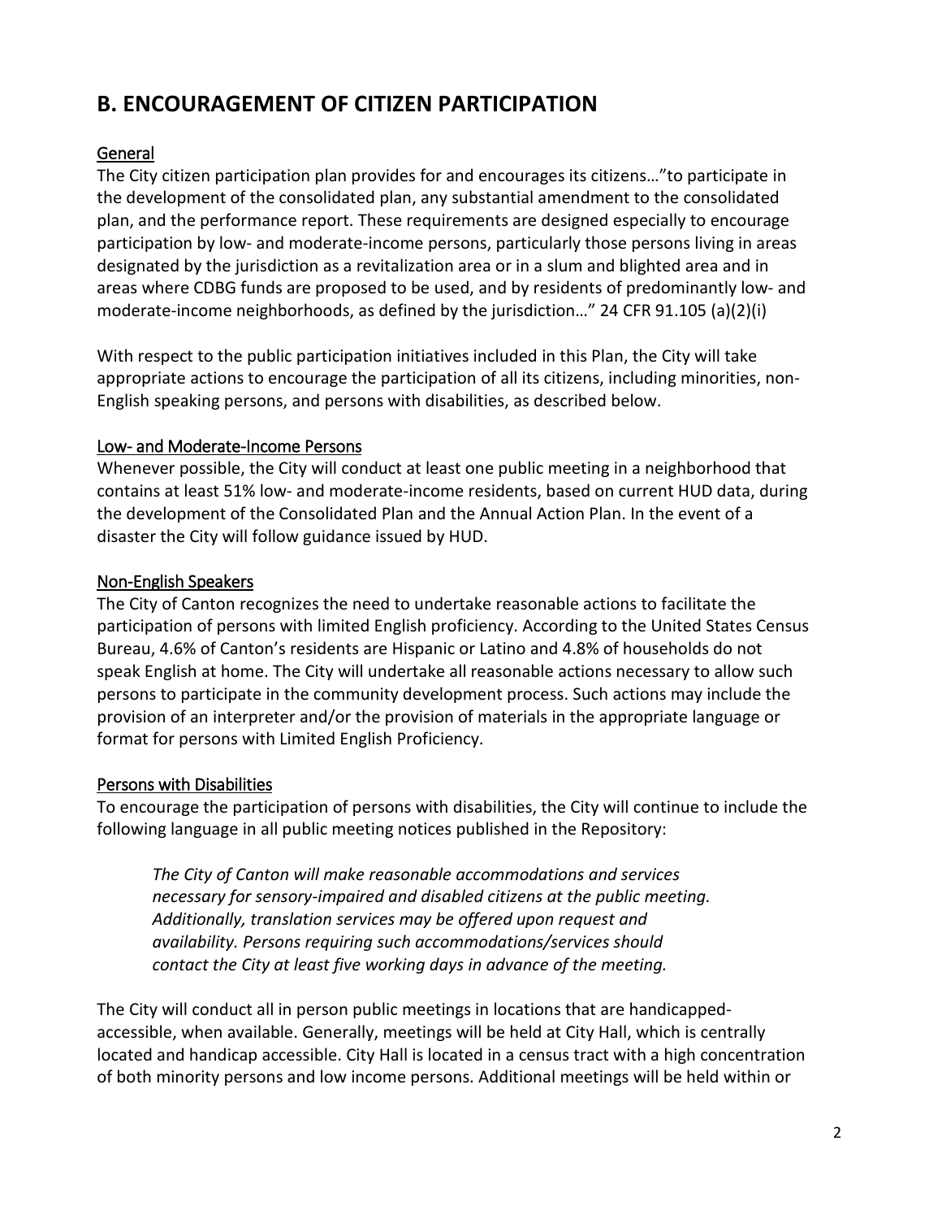## B. ENCOURAGEMENT OF CITIZEN PARTICIPATION

### General

The City citizen participation plan provides for and encourages its citizens…"to participate in the development of the consolidated plan, any substantial amendment to the consolidated plan, and the performance report. These requirements are designed especially to encourage participation by low- and moderate-income persons, particularly those persons living in areas designated by the jurisdiction as a revitalization area or in a slum and blighted area and in areas where CDBG funds are proposed to be used, and by residents of predominantly low- and moderate-income neighborhoods, as defined by the jurisdiction…" 24 CFR 91.105 (a)(2)(i)

With respect to the public participation initiatives included in this Plan, the City will take appropriate actions to encourage the participation of all its citizens, including minorities, non-English speaking persons, and persons with disabilities, as described below.

### Low- and Moderate-Income Persons

Whenever possible, the City will conduct at least one public meeting in a neighborhood that contains at least 51% low- and moderate-income residents, based on current HUD data, during the development of the Consolidated Plan and the Annual Action Plan. In the event of a disaster the City will follow guidance issued by HUD.

### Non-English Speakers

The City of Canton recognizes the need to undertake reasonable actions to facilitate the participation of persons with limited English proficiency. According to the United States Census Bureau, 4.6% of Canton's residents are Hispanic or Latino and 4.8% of households do not speak English at home. The City will undertake all reasonable actions necessary to allow such persons to participate in the community development process. Such actions may include the provision of an interpreter and/or the provision of materials in the appropriate language or format for persons with Limited English Proficiency.

### Persons with Disabilities

To encourage the participation of persons with disabilities, the City will continue to include the following language in all public meeting notices published in the Repository:

> *The City of Canton will make reasonable accommodations and services necessary for sensory-impaired and disabled citizens at the public meeting. Additionally, translation services may be offered upon request and availability. Persons requiring such accommodations/services should contact the City at least five working days in advance of the meeting.*

The City will conduct all in person public meetings in locations that are handicapped-accessible, when available. Generally, meetings will be held at City Hall, which is centrally located and handicap accessible. City Hall is located in a census tract with a high concentration of both minority persons and low income persons. Additional meetings will be held within or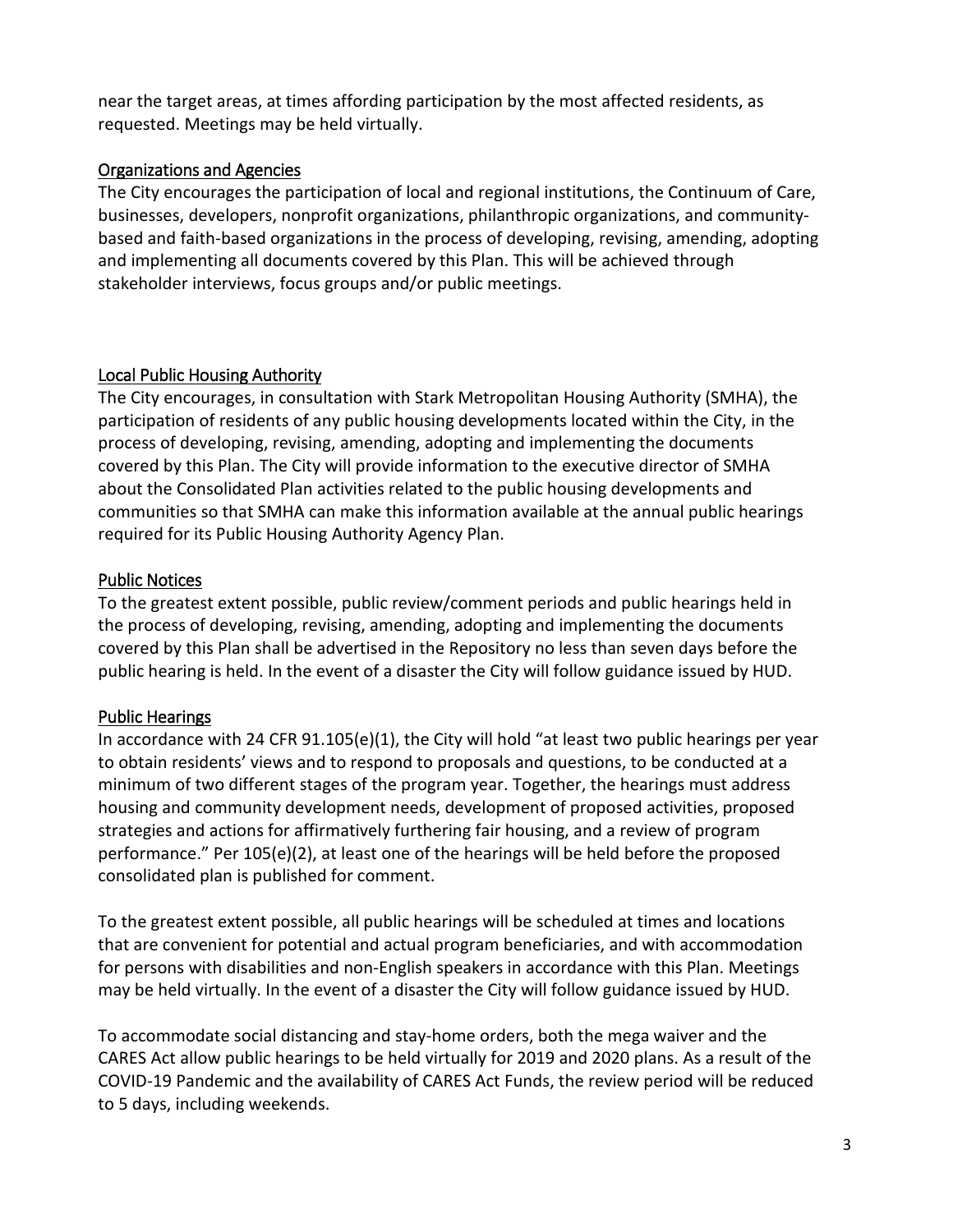near the target areas, at times affording participation by the most affected residents, as requested. Meetings may be held virtually.

<u>Organizations and Agencies</u>

The City encourages the participation of local and regional institutions, the Continuum of Care, businesses, developers, nonprofit organizations, philanthropic organizations, and community-based and faith-based organizations in the process of developing, revising, amending, adopting and implementing all documents covered by this Plan. This will be achieved through stakeholder interviews, focus groups and/or public meetings.

<u>Local Public Housing Authority</u>

The City encourages, in consultation with Stark Metropolitan Housing Authority (SMHA), the participation of residents of any public housing developments located within the City, in the process of developing, revising, amending, adopting and implementing the documents covered by this Plan. The City will provide information to the executive director of SMHA about the Consolidated Plan activities related to the public housing developments and communities so that SMHA can make this information available at the annual public hearings required for its Public Housing Authority Agency Plan.

<u>Public Notices</u>

To the greatest extent possible, public review/comment periods and public hearings held in the process of developing, revising, amending, adopting and implementing the documents covered by this Plan shall be advertised in the Repository no less than seven days before the public hearing is held. In the event of a disaster the City will follow guidance issued by HUD.

<u>Public Hearings</u>

In accordance with 24 CFR 91.105(e)(1), the City will hold "at least two public hearings per year to obtain residents' views and to respond to proposals and questions, to be conducted at a minimum of two different stages of the program year. Together, the hearings must address housing and community development needs, development of proposed activities, proposed strategies and actions for affirmatively furthering fair housing, and a review of program performance." Per 105(e)(2), at least one of the hearings will be held before the proposed consolidated plan is published for comment.

To the greatest extent possible, all public hearings will be scheduled at times and locations that are convenient for potential and actual program beneficiaries, and with accommodation for persons with disabilities and non-English speakers in accordance with this Plan. Meetings may be held virtually. In the event of a disaster the City will follow guidance issued by HUD.

To accommodate social distancing and stay-home orders, both the mega waiver and the CARES Act allow public hearings to be held virtually for 2019 and 2020 plans. As a result of the COVID-19 Pandemic and the availability of CARES Act Funds, the review period will be reduced to 5 days, including weekends.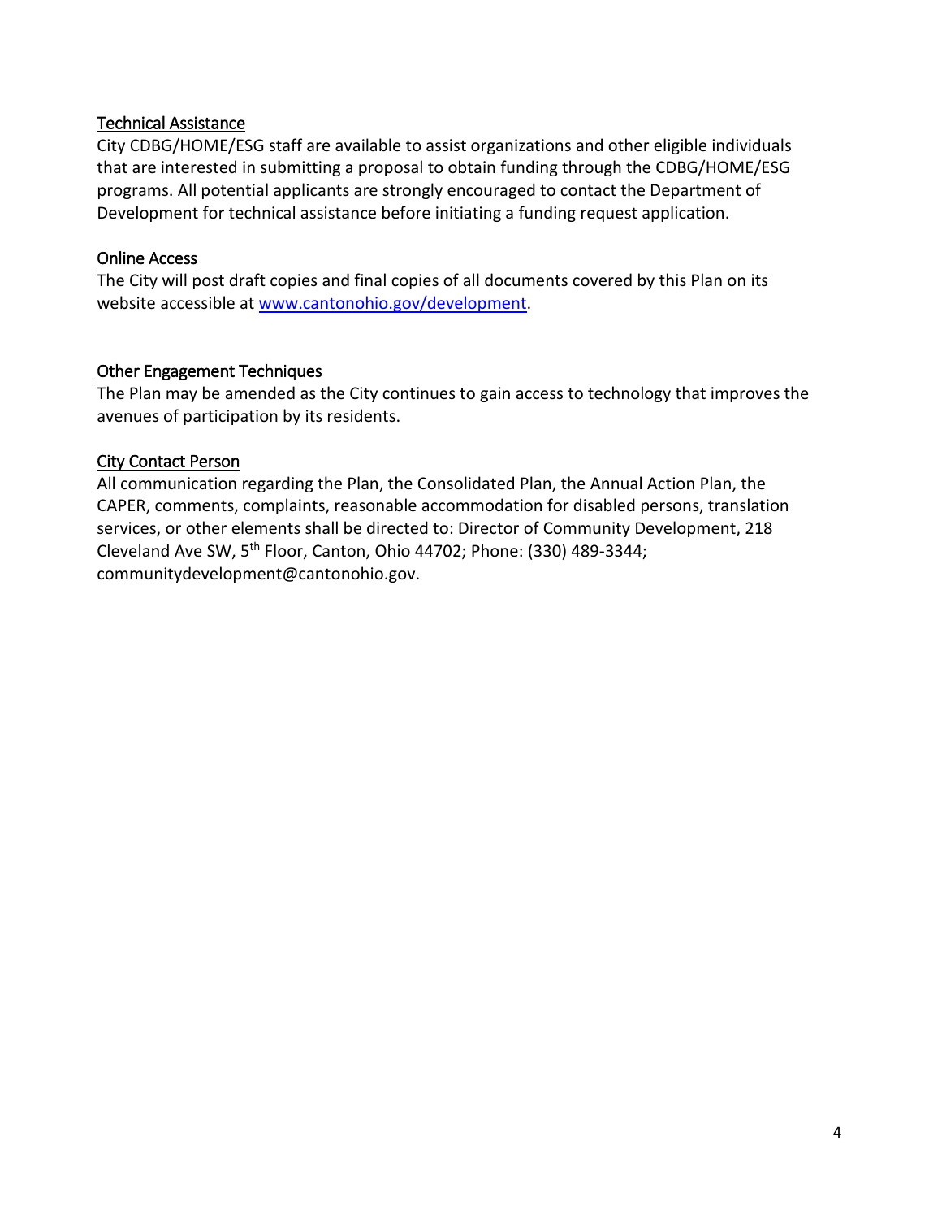### Technical Assistance

City CDBG/HOME/ESG staff are available to assist organizations and other eligible individuals that are interested in submitting a proposal to obtain funding through the CDBG/HOME/ESG programs. All potential applicants are strongly encouraged to contact the Department of Development for technical assistance before initiating a funding request application.

### Online Access

The City will post draft copies and final copies of all documents covered by this Plan on its website accessible at [www.cantonohio.gov/development](http://www.cantonohio.gov/development).

### Other Engagement Techniques

The Plan may be amended as the City continues to gain access to technology that improves the avenues of participation by its residents.

### City Contact Person

All communication regarding the Plan, the Consolidated Plan, the Annual Action Plan, the CAPER, comments, complaints, reasonable accommodation for disabled persons, translation services, or other elements shall be directed to: Director of Community Development, 218 Cleveland Ave SW, 5th Floor, Canton, Ohio 44702; Phone: (330) 489-3344; communitydevelopment@cantonohio.gov.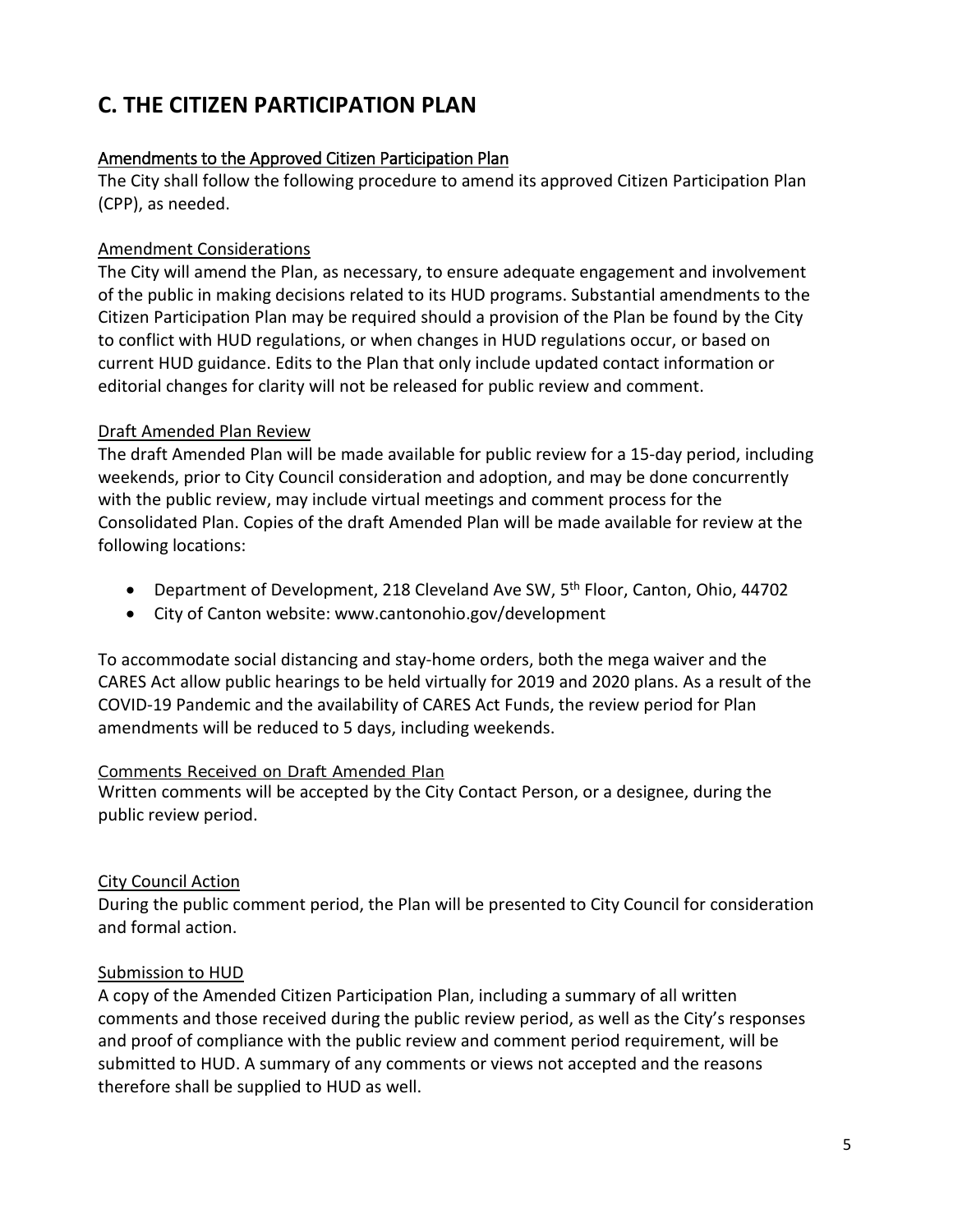## C. THE CITIZEN PARTICIPATION PLAN

### Amendments to the Approved Citizen Participation Plan

The City shall follow the following procedure to amend its approved Citizen Participation Plan (CPP), as needed.

#### Amendment Considerations

The City will amend the Plan, as necessary, to ensure adequate engagement and involvement of the public in making decisions related to its HUD programs. Substantial amendments to the Citizen Participation Plan may be required should a provision of the Plan be found by the City to conflict with HUD regulations, or when changes in HUD regulations occur, or based on current HUD guidance. Edits to the Plan that only include updated contact information or editorial changes for clarity will not be released for public review and comment.

#### Draft Amended Plan Review

The draft Amended Plan will be made available for public review for a 15-day period, including weekends, prior to City Council consideration and adoption, and may be done concurrently with the public review, may include virtual meetings and comment process for the Consolidated Plan. Copies of the draft Amended Plan will be made available for review at the following locations:

- Department of Development, 218 Cleveland Ave SW, 5th Floor, Canton, Ohio, 44702
- City of Canton website: www.cantonohio.gov/development

To accommodate social distancing and stay-home orders, both the mega waiver and the CARES Act allow public hearings to be held virtually for 2019 and 2020 plans. As a result of the COVID-19 Pandemic and the availability of CARES Act Funds, the review period for Plan amendments will be reduced to 5 days, including weekends.

#### Comments Received on Draft Amended Plan

Written comments will be accepted by the City Contact Person, or a designee, during the public review period.

#### City Council Action

During the public comment period, the Plan will be presented to City Council for consideration and formal action.

#### Submission to HUD

A copy of the Amended Citizen Participation Plan, including a summary of all written comments and those received during the public review period, as well as the City's responses and proof of compliance with the public review and comment period requirement, will be submitted to HUD. A summary of any comments or views not accepted and the reasons therefore shall be supplied to HUD as well.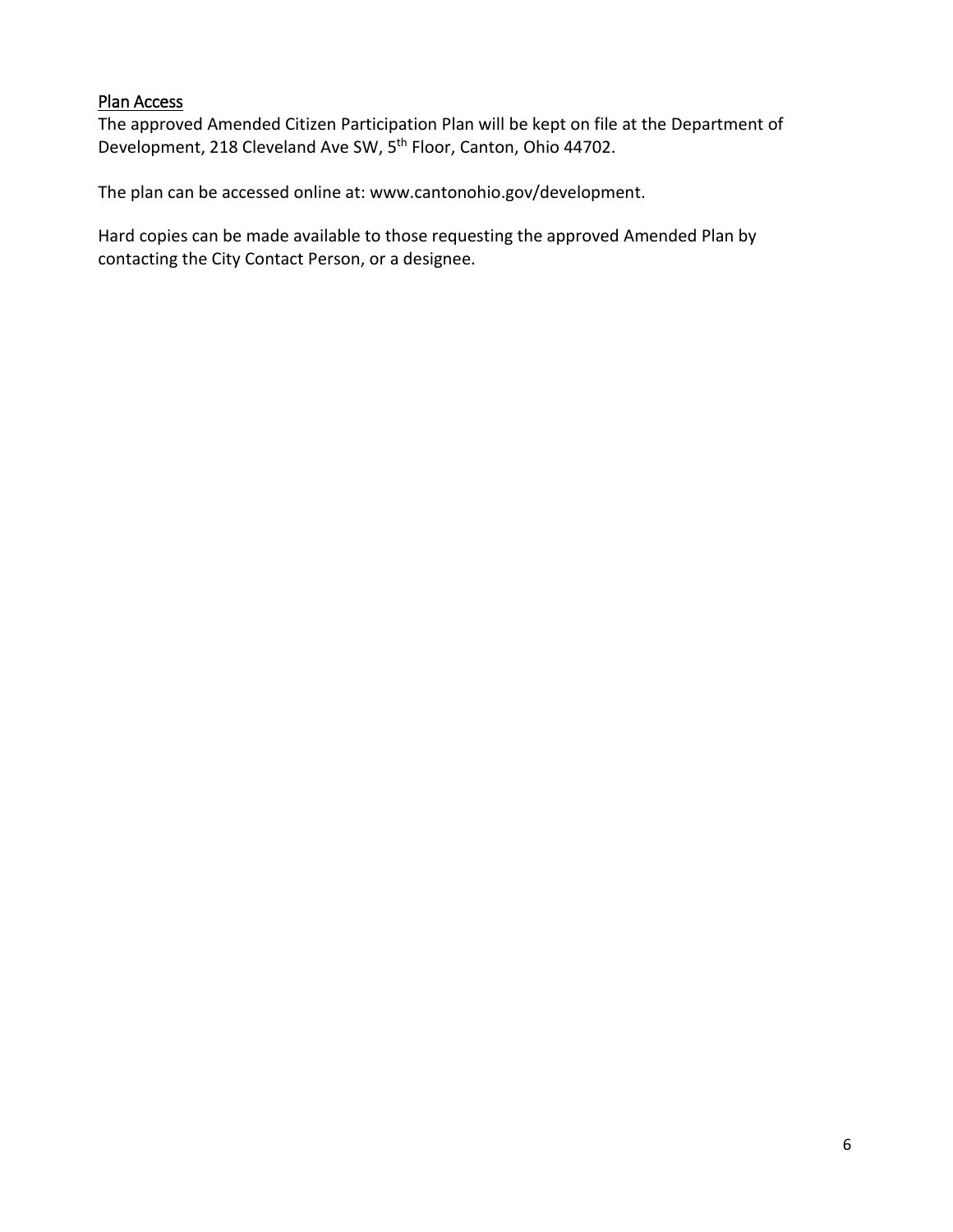## Plan Access

The approved Amended Citizen Participation Plan will be kept on file at the Department of Development, 218 Cleveland Ave SW, 5th Floor, Canton, Ohio 44702.

The plan can be accessed online at: www.cantonohio.gov/development.

Hard copies can be made available to those requesting the approved Amended Plan by contacting the City Contact Person, or a designee.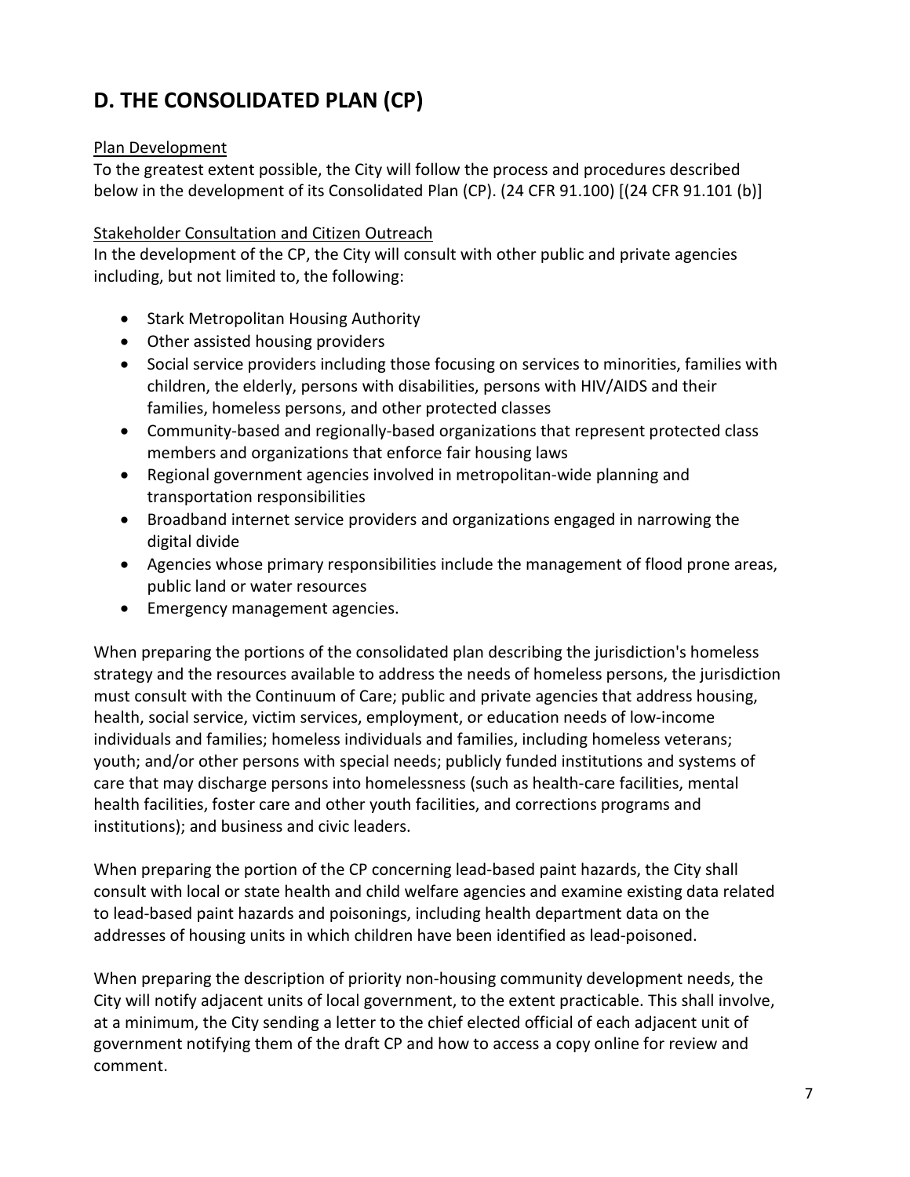# D. THE CONSOLIDATED PLAN (CP)

Plan Development

To the greatest extent possible, the City will follow the process and procedures described below in the development of its Consolidated Plan (CP). (24 CFR 91.100) [(24 CFR 91.101 (b)]

Stakeholder Consultation and Citizen Outreach

In the development of the CP, the City will consult with other public and private agencies including, but not limited to, the following:

- Stark Metropolitan Housing Authority
- Other assisted housing providers
- Social service providers including those focusing on services to minorities, families with children, the elderly, persons with disabilities, persons with HIV/AIDS and their families, homeless persons, and other protected classes
- Community-based and regionally-based organizations that represent protected class members and organizations that enforce fair housing laws
- Regional government agencies involved in metropolitan-wide planning and transportation responsibilities
- Broadband internet service providers and organizations engaged in narrowing the digital divide
- Agencies whose primary responsibilities include the management of flood prone areas, public land or water resources
- Emergency management agencies.

When preparing the portions of the consolidated plan describing the jurisdiction's homeless strategy and the resources available to address the needs of homeless persons, the jurisdiction must consult with the Continuum of Care; public and private agencies that address housing, health, social service, victim services, employment, or education needs of low-income individuals and families; homeless individuals and families, including homeless veterans; youth; and/or other persons with special needs; publicly funded institutions and systems of care that may discharge persons into homelessness (such as health-care facilities, mental health facilities, foster care and other youth facilities, and corrections programs and institutions); and business and civic leaders.

When preparing the portion of the CP concerning lead-based paint hazards, the City shall consult with local or state health and child welfare agencies and examine existing data related to lead-based paint hazards and poisonings, including health department data on the addresses of housing units in which children have been identified as lead-poisoned.

When preparing the description of priority non-housing community development needs, the City will notify adjacent units of local government, to the extent practicable. This shall involve, at a minimum, the City sending a letter to the chief elected official of each adjacent unit of government notifying them of the draft CP and how to access a copy online for review and comment.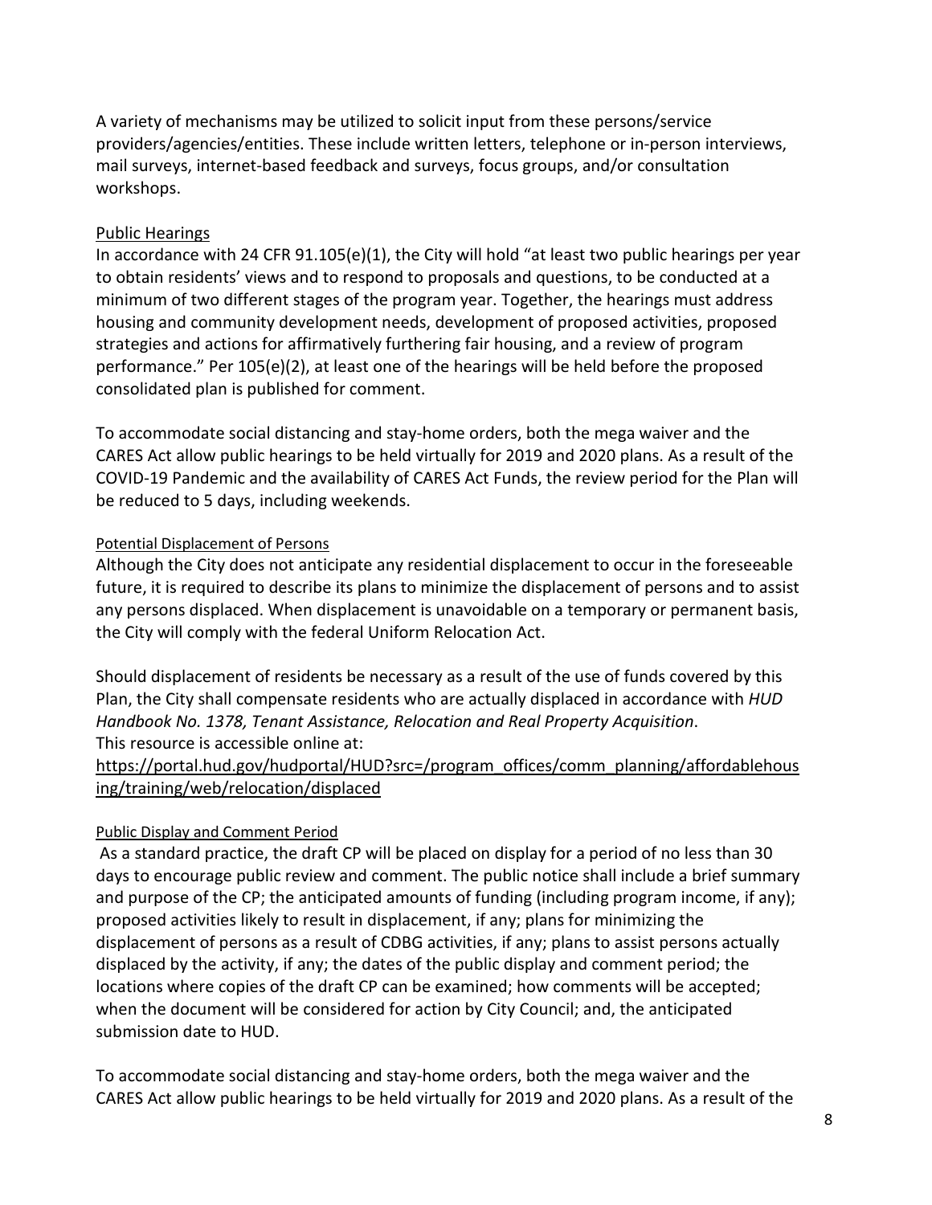A variety of mechanisms may be utilized to solicit input from these persons/service providers/agencies/entities. These include written letters, telephone or in-person interviews, mail surveys, internet-based feedback and surveys, focus groups, and/or consultation workshops.

### Public Hearings

In accordance with 24 CFR 91.105(e)(1), the City will hold "at least two public hearings per year to obtain residents' views and to respond to proposals and questions, to be conducted at a minimum of two different stages of the program year. Together, the hearings must address housing and community development needs, development of proposed activities, proposed strategies and actions for affirmatively furthering fair housing, and a review of program performance." Per 105(e)(2), at least one of the hearings will be held before the proposed consolidated plan is published for comment.

To accommodate social distancing and stay-home orders, both the mega waiver and the CARES Act allow public hearings to be held virtually for 2019 and 2020 plans. As a result of the COVID-19 Pandemic and the availability of CARES Act Funds, the review period for the Plan will be reduced to 5 days, including weekends.

### Potential Displacement of Persons

Although the City does not anticipate any residential displacement to occur in the foreseeable future, it is required to describe its plans to minimize the displacement of persons and to assist any persons displaced. When displacement is unavoidable on a temporary or permanent basis, the City will comply with the federal Uniform Relocation Act.

Should displacement of residents be necessary as a result of the use of funds covered by this Plan, the City shall compensate residents who are actually displaced in accordance with *HUD Handbook No. 1378, Tenant Assistance, Relocation and Real Property Acquisition*.
This resource is accessible online at:
https://portal.hud.gov/hudportal/HUD?src=/program_offices/comm_planning/affordablehousing/training/web/relocation/displaced

### Public Display and Comment Period

As a standard practice, the draft CP will be placed on display for a period of no less than 30 days to encourage public review and comment. The public notice shall include a brief summary and purpose of the CP; the anticipated amounts of funding (including program income, if any); proposed activities likely to result in displacement, if any; plans for minimizing the displacement of persons as a result of CDBG activities, if any; plans to assist persons actually displaced by the activity, if any; the dates of the public display and comment period; the locations where copies of the draft CP can be examined; how comments will be accepted; when the document will be considered for action by City Council; and, the anticipated submission date to HUD.

To accommodate social distancing and stay-home orders, both the mega waiver and the CARES Act allow public hearings to be held virtually for 2019 and 2020 plans. As a result of the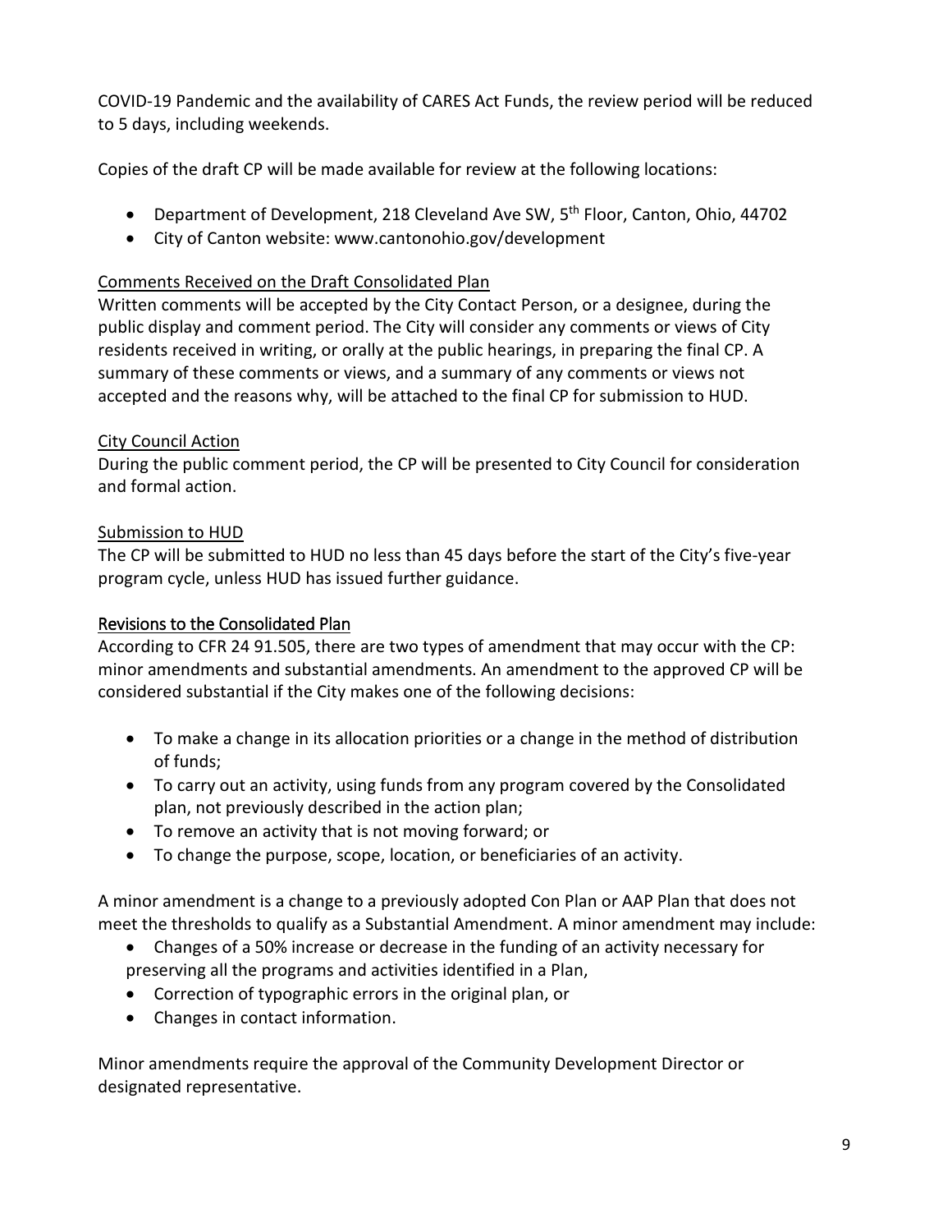COVID-19 Pandemic and the availability of CARES Act Funds, the review period will be reduced to 5 days, including weekends.

Copies of the draft CP will be made available for review at the following locations:

- Department of Development, 218 Cleveland Ave SW, 5th Floor, Canton, Ohio, 44702
- City of Canton website: www.cantonohio.gov/development

Comments Received on the Draft Consolidated Plan

Written comments will be accepted by the City Contact Person, or a designee, during the public display and comment period. The City will consider any comments or views of City residents received in writing, or orally at the public hearings, in preparing the final CP. A summary of these comments or views, and a summary of any comments or views not accepted and the reasons why, will be attached to the final CP for submission to HUD.

City Council Action

During the public comment period, the CP will be presented to City Council for consideration and formal action.

Submission to HUD

The CP will be submitted to HUD no less than 45 days before the start of the City's five-year program cycle, unless HUD has issued further guidance.

Revisions to the Consolidated Plan

According to CFR 24 91.505, there are two types of amendment that may occur with the CP: minor amendments and substantial amendments. An amendment to the approved CP will be considered substantial if the City makes one of the following decisions:

- To make a change in its allocation priorities or a change in the method of distribution of funds;
- To carry out an activity, using funds from any program covered by the Consolidated plan, not previously described in the action plan;
- To remove an activity that is not moving forward; or
- To change the purpose, scope, location, or beneficiaries of an activity.

A minor amendment is a change to a previously adopted Con Plan or AAP Plan that does not meet the thresholds to qualify as a Substantial Amendment. A minor amendment may include:

- Changes of a 50% increase or decrease in the funding of an activity necessary for preserving all the programs and activities identified in a Plan,
- Correction of typographic errors in the original plan, or
- Changes in contact information.

Minor amendments require the approval of the Community Development Director or designated representative.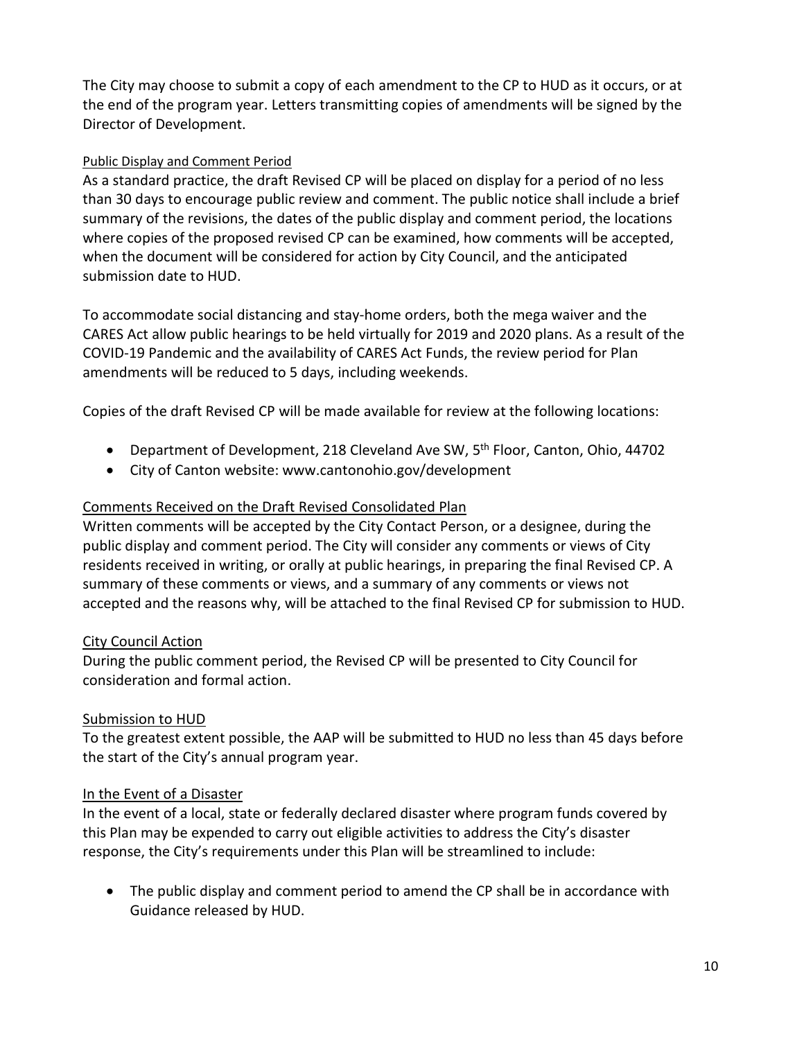The City may choose to submit a copy of each amendment to the CP to HUD as it occurs, or at the end of the program year. Letters transmitting copies of amendments will be signed by the Director of Development.

### Public Display and Comment Period

As a standard practice, the draft Revised CP will be placed on display for a period of no less than 30 days to encourage public review and comment. The public notice shall include a brief summary of the revisions, the dates of the public display and comment period, the locations where copies of the proposed revised CP can be examined, how comments will be accepted, when the document will be considered for action by City Council, and the anticipated submission date to HUD.

To accommodate social distancing and stay-home orders, both the mega waiver and the CARES Act allow public hearings to be held virtually for 2019 and 2020 plans. As a result of the COVID-19 Pandemic and the availability of CARES Act Funds, the review period for Plan amendments will be reduced to 5 days, including weekends.

Copies of the draft Revised CP will be made available for review at the following locations:

- Department of Development, 218 Cleveland Ave SW, 5th Floor, Canton, Ohio, 44702
- City of Canton website: www.cantonohio.gov/development

### Comments Received on the Draft Revised Consolidated Plan

Written comments will be accepted by the City Contact Person, or a designee, during the public display and comment period. The City will consider any comments or views of City residents received in writing, or orally at public hearings, in preparing the final Revised CP. A summary of these comments or views, and a summary of any comments or views not accepted and the reasons why, will be attached to the final Revised CP for submission to HUD.

### City Council Action

During the public comment period, the Revised CP will be presented to City Council for consideration and formal action.

### Submission to HUD

To the greatest extent possible, the AAP will be submitted to HUD no less than 45 days before the start of the City's annual program year.

### In the Event of a Disaster

In the event of a local, state or federally declared disaster where program funds covered by this Plan may be expended to carry out eligible activities to address the City's disaster response, the City's requirements under this Plan will be streamlined to include:

- The public display and comment period to amend the CP shall be in accordance with Guidance released by HUD.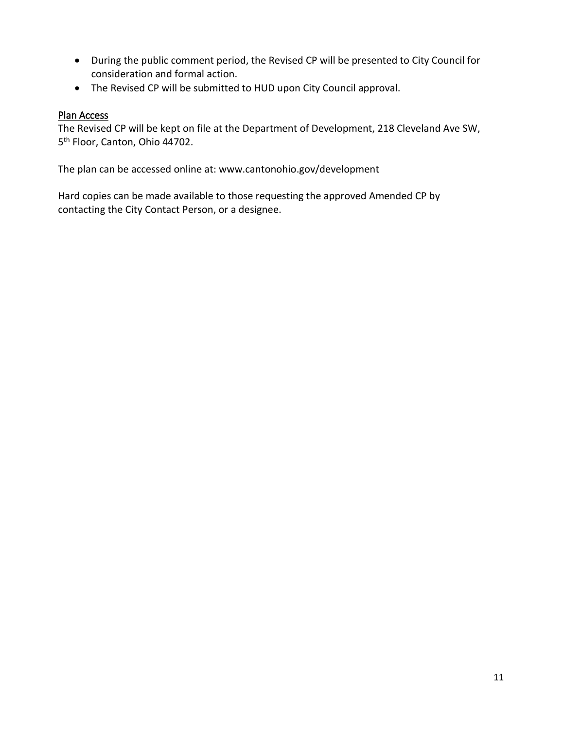- During the public comment period, the Revised CP will be presented to City Council for consideration and formal action.
- The Revised CP will be submitted to HUD upon City Council approval.

### Plan Access

The Revised CP will be kept on file at the Department of Development, 218 Cleveland Ave SW, 5th Floor, Canton, Ohio 44702.

The plan can be accessed online at: www.cantonohio.gov/development

Hard copies can be made available to those requesting the approved Amended CP by contacting the City Contact Person, or a designee.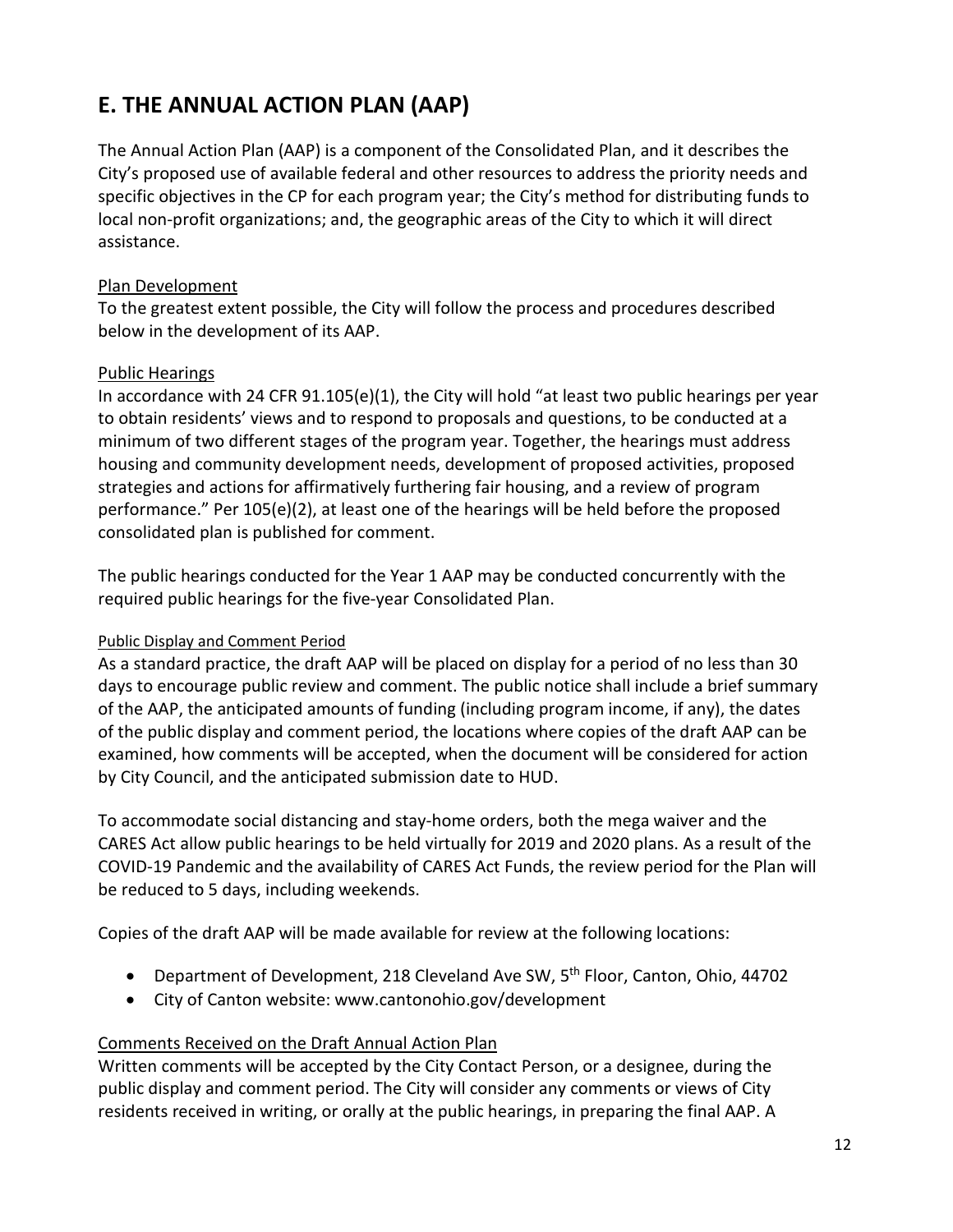## E. THE ANNUAL ACTION PLAN (AAP)

The Annual Action Plan (AAP) is a component of the Consolidated Plan, and it describes the City's proposed use of available federal and other resources to address the priority needs and specific objectives in the CP for each program year; the City's method for distributing funds to local non-profit organizations; and, the geographic areas of the City to which it will direct assistance.

Plan Development

To the greatest extent possible, the City will follow the process and procedures described below in the development of its AAP.

Public Hearings

In accordance with 24 CFR 91.105(e)(1), the City will hold "at least two public hearings per year to obtain residents' views and to respond to proposals and questions, to be conducted at a minimum of two different stages of the program year. Together, the hearings must address housing and community development needs, development of proposed activities, proposed strategies and actions for affirmatively furthering fair housing, and a review of program performance." Per 105(e)(2), at least one of the hearings will be held before the proposed consolidated plan is published for comment.

The public hearings conducted for the Year 1 AAP may be conducted concurrently with the required public hearings for the five-year Consolidated Plan.

Public Display and Comment Period

As a standard practice, the draft AAP will be placed on display for a period of no less than 30 days to encourage public review and comment. The public notice shall include a brief summary of the AAP, the anticipated amounts of funding (including program income, if any), the dates of the public display and comment period, the locations where copies of the draft AAP can be examined, how comments will be accepted, when the document will be considered for action by City Council, and the anticipated submission date to HUD.

To accommodate social distancing and stay-home orders, both the mega waiver and the CARES Act allow public hearings to be held virtually for 2019 and 2020 plans. As a result of the COVID-19 Pandemic and the availability of CARES Act Funds, the review period for the Plan will be reduced to 5 days, including weekends.

Copies of the draft AAP will be made available for review at the following locations:

- Department of Development, 218 Cleveland Ave SW, 5th Floor, Canton, Ohio, 44702
- City of Canton website: www.cantonohio.gov/development

Comments Received on the Draft Annual Action Plan

Written comments will be accepted by the City Contact Person, or a designee, during the public display and comment period. The City will consider any comments or views of City residents received in writing, or orally at the public hearings, in preparing the final AAP. A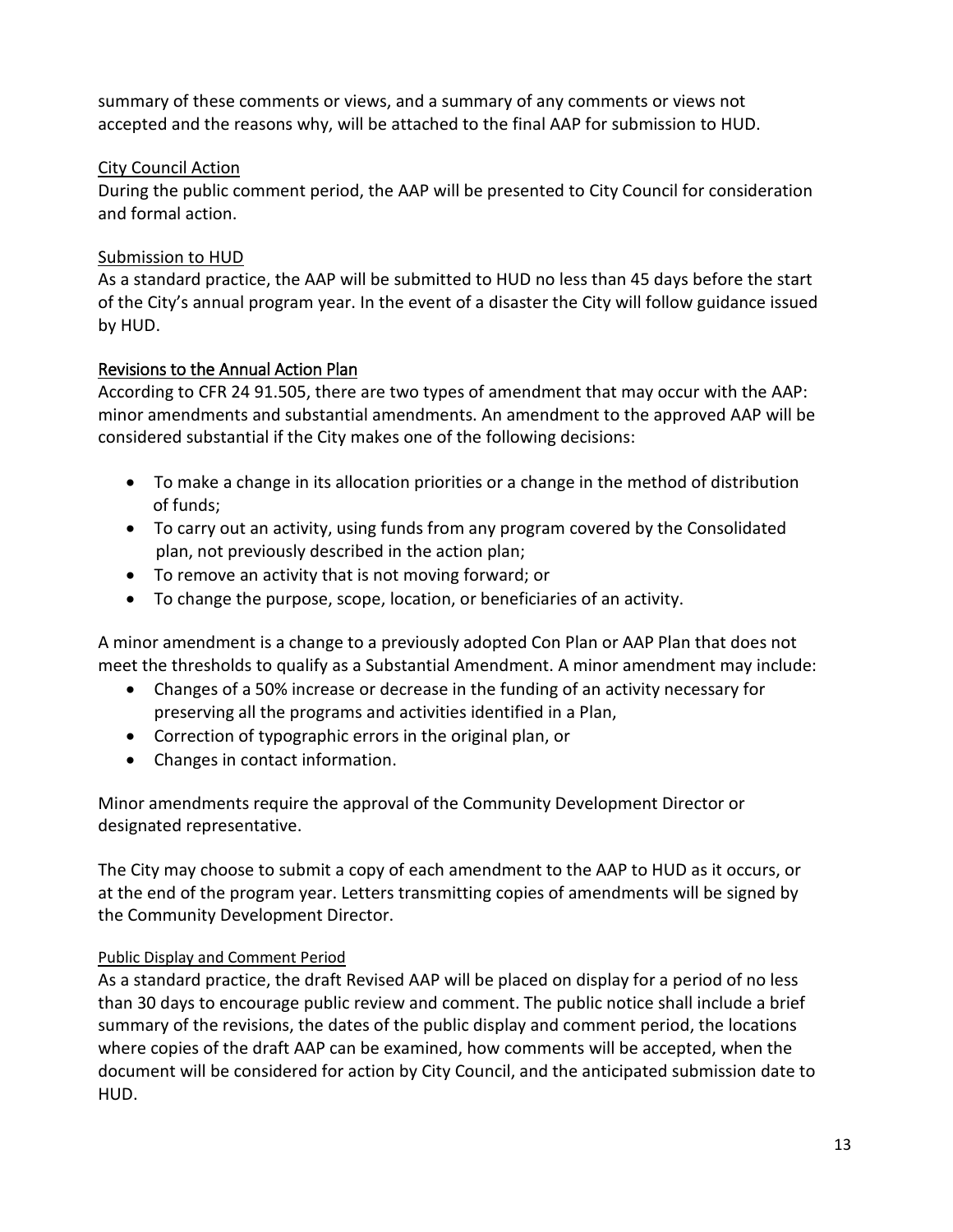summary of these comments or views, and a summary of any comments or views not accepted and the reasons why, will be attached to the final AAP for submission to HUD.

### City Council Action

During the public comment period, the AAP will be presented to City Council for consideration and formal action.

### Submission to HUD

As a standard practice, the AAP will be submitted to HUD no less than 45 days before the start of the City's annual program year. In the event of a disaster the City will follow guidance issued by HUD.

## Revisions to the Annual Action Plan

According to CFR 24 91.505, there are two types of amendment that may occur with the AAP: minor amendments and substantial amendments. An amendment to the approved AAP will be considered substantial if the City makes one of the following decisions:

- To make a change in its allocation priorities or a change in the method of distribution of funds;
- To carry out an activity, using funds from any program covered by the Consolidated plan, not previously described in the action plan;
- To remove an activity that is not moving forward; or
- To change the purpose, scope, location, or beneficiaries of an activity.

A minor amendment is a change to a previously adopted Con Plan or AAP Plan that does not meet the thresholds to qualify as a Substantial Amendment. A minor amendment may include:

- Changes of a 50% increase or decrease in the funding of an activity necessary for preserving all the programs and activities identified in a Plan,
- Correction of typographic errors in the original plan, or
- Changes in contact information.

Minor amendments require the approval of the Community Development Director or designated representative.

The City may choose to submit a copy of each amendment to the AAP to HUD as it occurs, or at the end of the program year. Letters transmitting copies of amendments will be signed by the Community Development Director.

#### Public Display and Comment Period

As a standard practice, the draft Revised AAP will be placed on display for a period of no less than 30 days to encourage public review and comment. The public notice shall include a brief summary of the revisions, the dates of the public display and comment period, the locations where copies of the draft AAP can be examined, how comments will be accepted, when the document will be considered for action by City Council, and the anticipated submission date to HUD.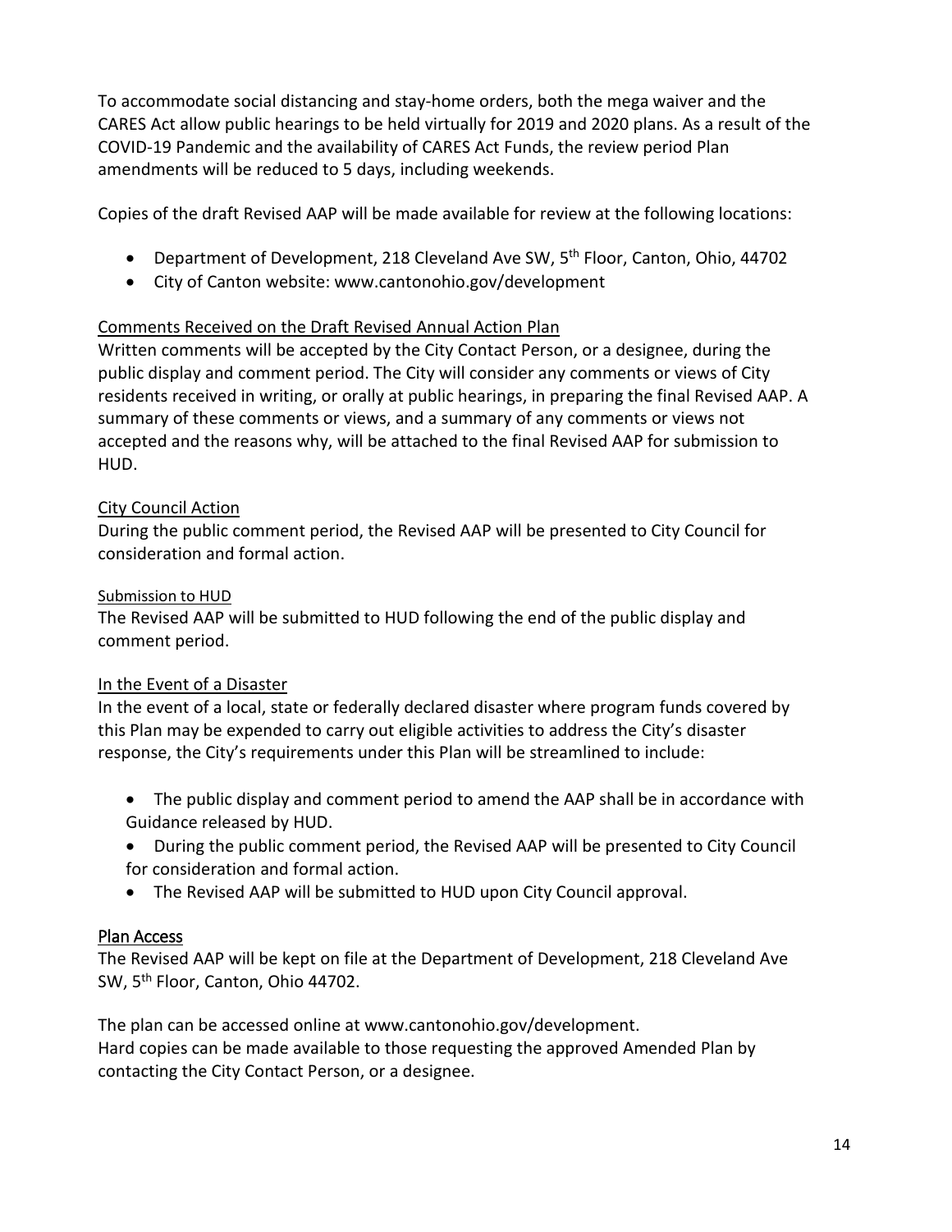To accommodate social distancing and stay-home orders, both the mega waiver and the CARES Act allow public hearings to be held virtually for 2019 and 2020 plans. As a result of the COVID-19 Pandemic and the availability of CARES Act Funds, the review period Plan amendments will be reduced to 5 days, including weekends.

Copies of the draft Revised AAP will be made available for review at the following locations:

- Department of Development, 218 Cleveland Ave SW, 5th Floor, Canton, Ohio, 44702
- City of Canton website: www.cantonohio.gov/development

Comments Received on the Draft Revised Annual Action Plan

Written comments will be accepted by the City Contact Person, or a designee, during the public display and comment period. The City will consider any comments or views of City residents received in writing, or orally at public hearings, in preparing the final Revised AAP. A summary of these comments or views, and a summary of any comments or views not accepted and the reasons why, will be attached to the final Revised AAP for submission to HUD.

City Council Action

During the public comment period, the Revised AAP will be presented to City Council for consideration and formal action.

Submission to HUD

The Revised AAP will be submitted to HUD following the end of the public display and comment period.

In the Event of a Disaster

In the event of a local, state or federally declared disaster where program funds covered by this Plan may be expended to carry out eligible activities to address the City's disaster response, the City's requirements under this Plan will be streamlined to include:

- The public display and comment period to amend the AAP shall be in accordance with Guidance released by HUD.
- During the public comment period, the Revised AAP will be presented to City Council for consideration and formal action.
- The Revised AAP will be submitted to HUD upon City Council approval.

## Plan Access

The Revised AAP will be kept on file at the Department of Development, 218 Cleveland Ave SW, 5th Floor, Canton, Ohio 44702.

The plan can be accessed online at www.cantonohio.gov/development.
Hard copies can be made available to those requesting the approved Amended Plan by contacting the City Contact Person, or a designee.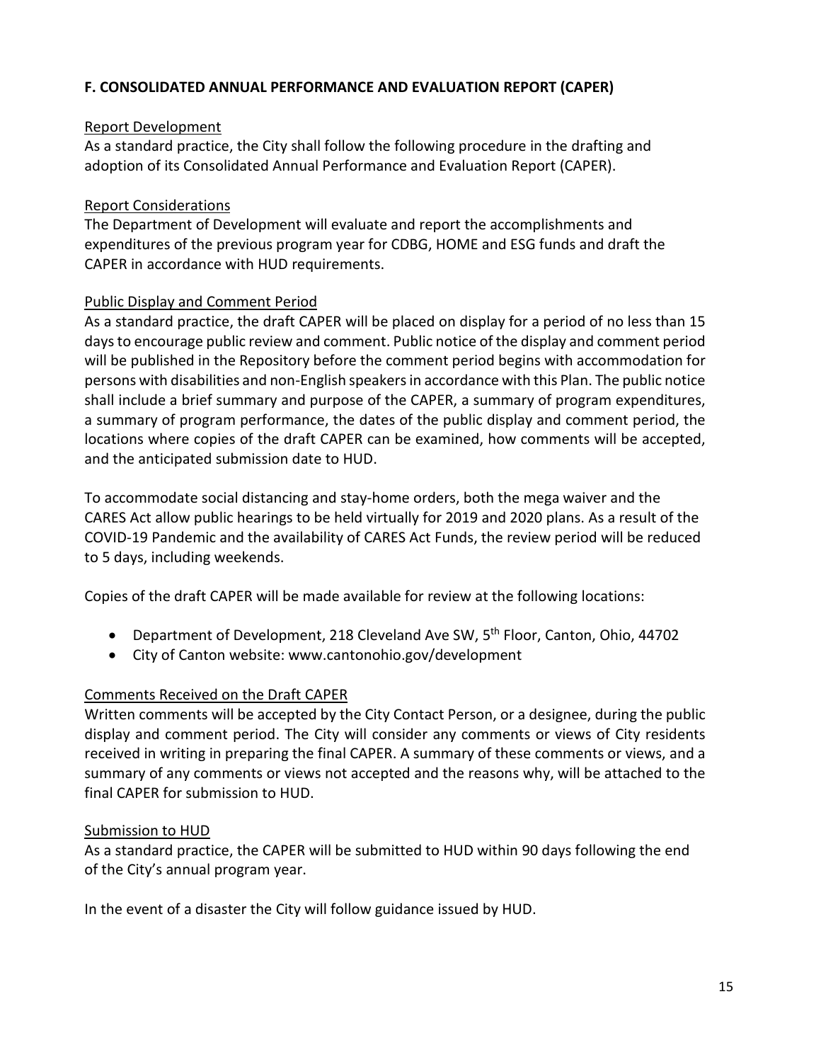## F. CONSOLIDATED ANNUAL PERFORMANCE AND EVALUATION REPORT (CAPER)

Report Development

As a standard practice, the City shall follow the following procedure in the drafting and adoption of its Consolidated Annual Performance and Evaluation Report (CAPER).

Report Considerations

The Department of Development will evaluate and report the accomplishments and expenditures of the previous program year for CDBG, HOME and ESG funds and draft the CAPER in accordance with HUD requirements.

Public Display and Comment Period

As a standard practice, the draft CAPER will be placed on display for a period of no less than 15 days to encourage public review and comment. Public notice of the display and comment period will be published in the Repository before the comment period begins with accommodation for persons with disabilities and non-English speakers in accordance with this Plan. The public notice shall include a brief summary and purpose of the CAPER, a summary of program expenditures, a summary of program performance, the dates of the public display and comment period, the locations where copies of the draft CAPER can be examined, how comments will be accepted, and the anticipated submission date to HUD.

To accommodate social distancing and stay-home orders, both the mega waiver and the CARES Act allow public hearings to be held virtually for 2019 and 2020 plans. As a result of the COVID-19 Pandemic and the availability of CARES Act Funds, the review period will be reduced to 5 days, including weekends.

Copies of the draft CAPER will be made available for review at the following locations:

- Department of Development, 218 Cleveland Ave SW, 5th Floor, Canton, Ohio, 44702
- City of Canton website: www.cantonohio.gov/development

Comments Received on the Draft CAPER

Written comments will be accepted by the City Contact Person, or a designee, during the public display and comment period. The City will consider any comments or views of City residents received in writing in preparing the final CAPER. A summary of these comments or views, and a summary of any comments or views not accepted and the reasons why, will be attached to the final CAPER for submission to HUD.

Submission to HUD

As a standard practice, the CAPER will be submitted to HUD within 90 days following the end of the City's annual program year.

In the event of a disaster the City will follow guidance issued by HUD.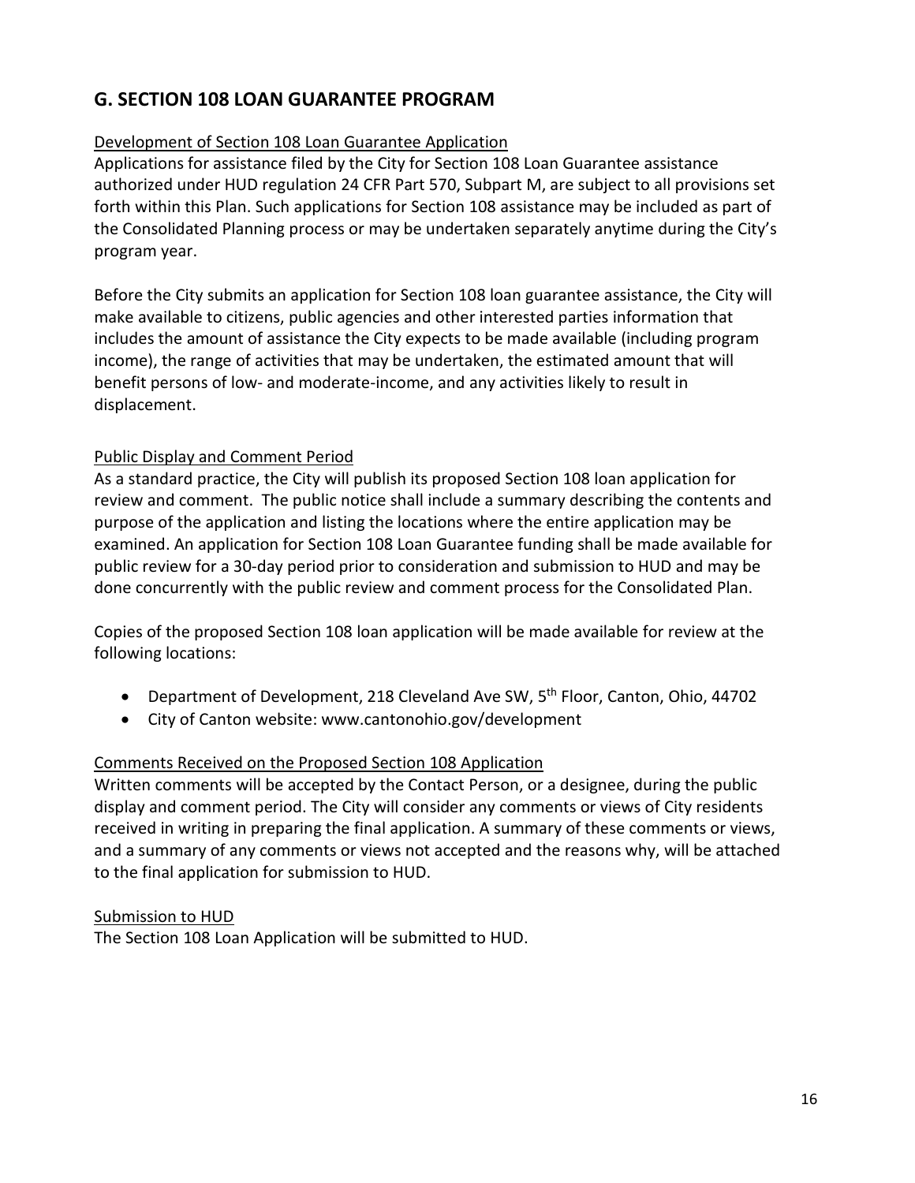## G. SECTION 108 LOAN GUARANTEE PROGRAM

Development of Section 108 Loan Guarantee Application

Applications for assistance filed by the City for Section 108 Loan Guarantee assistance authorized under HUD regulation 24 CFR Part 570, Subpart M, are subject to all provisions set forth within this Plan. Such applications for Section 108 assistance may be included as part of the Consolidated Planning process or may be undertaken separately anytime during the City's program year.

Before the City submits an application for Section 108 loan guarantee assistance, the City will make available to citizens, public agencies and other interested parties information that includes the amount of assistance the City expects to be made available (including program income), the range of activities that may be undertaken, the estimated amount that will benefit persons of low- and moderate-income, and any activities likely to result in displacement.

Public Display and Comment Period

As a standard practice, the City will publish its proposed Section 108 loan application for review and comment. The public notice shall include a summary describing the contents and purpose of the application and listing the locations where the entire application may be examined. An application for Section 108 Loan Guarantee funding shall be made available for public review for a 30-day period prior to consideration and submission to HUD and may be done concurrently with the public review and comment process for the Consolidated Plan.

Copies of the proposed Section 108 loan application will be made available for review at the following locations:

- Department of Development, 218 Cleveland Ave SW, 5th Floor, Canton, Ohio, 44702
- City of Canton website: www.cantonohio.gov/development

Comments Received on the Proposed Section 108 Application

Written comments will be accepted by the Contact Person, or a designee, during the public display and comment period. The City will consider any comments or views of City residents received in writing in preparing the final application. A summary of these comments or views, and a summary of any comments or views not accepted and the reasons why, will be attached to the final application for submission to HUD.

Submission to HUD

The Section 108 Loan Application will be submitted to HUD.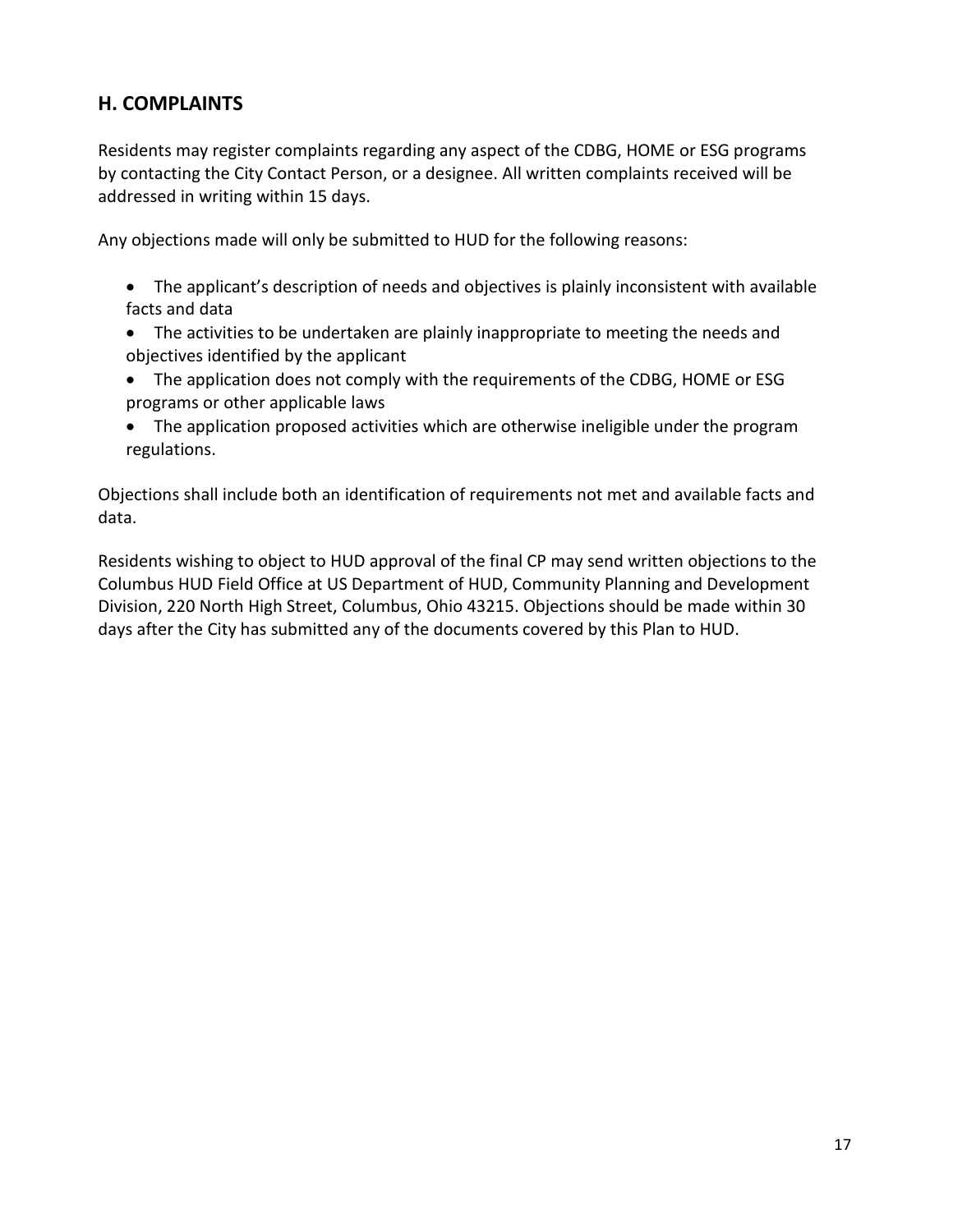## H. COMPLAINTS

Residents may register complaints regarding any aspect of the CDBG, HOME or ESG programs by contacting the City Contact Person, or a designee. All written complaints received will be addressed in writing within 15 days.

Any objections made will only be submitted to HUD for the following reasons:

- The applicant's description of needs and objectives is plainly inconsistent with available facts and data
- The activities to be undertaken are plainly inappropriate to meeting the needs and objectives identified by the applicant
- The application does not comply with the requirements of the CDBG, HOME or ESG programs or other applicable laws
- The application proposed activities which are otherwise ineligible under the program regulations.

Objections shall include both an identification of requirements not met and available facts and data.

Residents wishing to object to HUD approval of the final CP may send written objections to the Columbus HUD Field Office at US Department of HUD, Community Planning and Development Division, 220 North High Street, Columbus, Ohio 43215. Objections should be made within 30 days after the City has submitted any of the documents covered by this Plan to HUD.